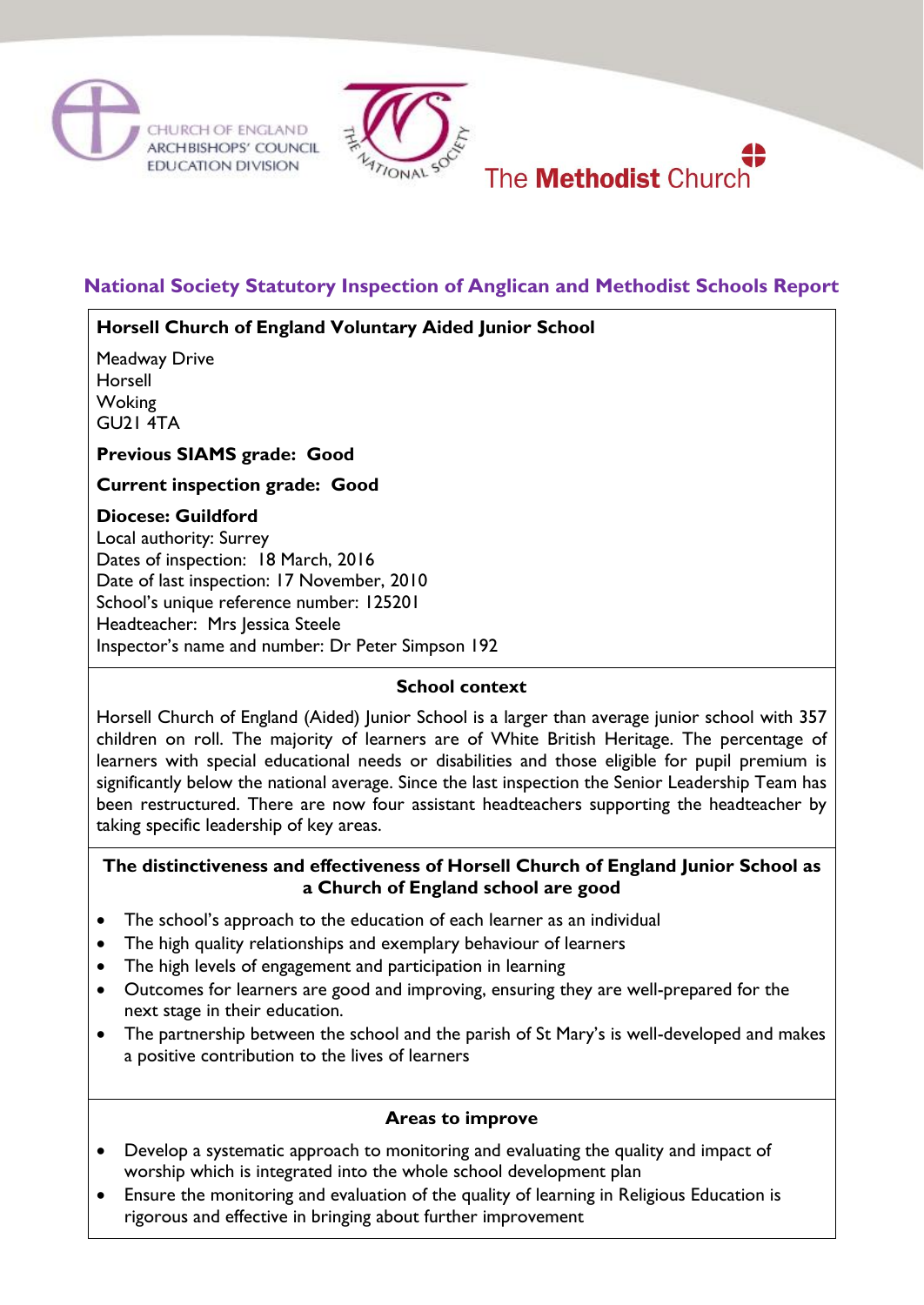CHURCH OF ENGLAND
ARCHBISHOPS' COUNCIL
EDUCATION DIVISION

THE NATIONAL SOCIETY

The **Methodist** Church

## National Society Statutory Inspection of Anglican and Methodist Schools Report

**Horsell Church of England Voluntary Aided Junior School**

Meadway Drive
Horsell
Woking
GU21 4TA

**Previous SIAMS grade: Good**

**Current inspection grade: Good**

**Diocese: Guildford**
Local authority: Surrey
Dates of inspection: 18 March, 2016
Date of last inspection: 17 November, 2010
School's unique reference number: 125201
Headteacher: Mrs Jessica Steele
Inspector's name and number: Dr Peter Simpson 192

### School context

Horsell Church of England (Aided) Junior School is a larger than average junior school with 357 children on roll. The majority of learners are of White British Heritage. The percentage of learners with special educational needs or disabilities and those eligible for pupil premium is significantly below the national average. Since the last inspection the Senior Leadership Team has been restructured. There are now four assistant headteachers supporting the headteacher by taking specific leadership of key areas.

### The distinctiveness and effectiveness of Horsell Church of England Junior School as a Church of England school are good

- The school's approach to the education of each learner as an individual
- The high quality relationships and exemplary behaviour of learners
- The high levels of engagement and participation in learning
- Outcomes for learners are good and improving, ensuring they are well-prepared for the next stage in their education.
- The partnership between the school and the parish of St Mary's is well-developed and makes a positive contribution to the lives of learners

### Areas to improve

- Develop a systematic approach to monitoring and evaluating the quality and impact of worship which is integrated into the whole school development plan
- Ensure the monitoring and evaluation of the quality of learning in Religious Education is rigorous and effective in bringing about further improvement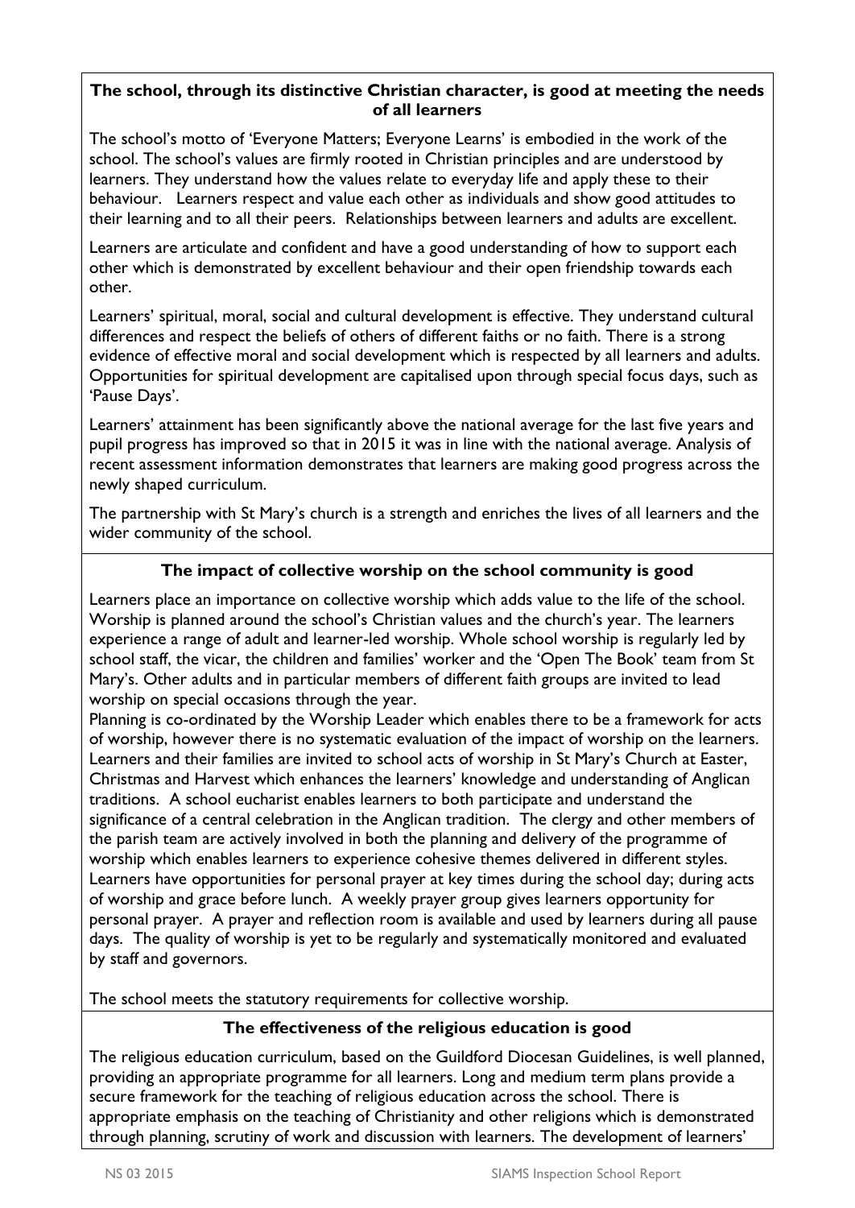**The school, through its distinctive Christian character, is good at meeting the needs of all learners**

The school's motto of 'Everyone Matters; Everyone Learns' is embodied in the work of the school. The school's values are firmly rooted in Christian principles and are understood by learners. They understand how the values relate to everyday life and apply these to their behaviour. Learners respect and value each other as individuals and show good attitudes to their learning and to all their peers. Relationships between learners and adults are excellent.

Learners are articulate and confident and have a good understanding of how to support each other which is demonstrated by excellent behaviour and their open friendship towards each other.

Learners' spiritual, moral, social and cultural development is effective. They understand cultural differences and respect the beliefs of others of different faiths or no faith. There is a strong evidence of effective moral and social development which is respected by all learners and adults. Opportunities for spiritual development are capitalised upon through special focus days, such as 'Pause Days'.

Learners' attainment has been significantly above the national average for the last five years and pupil progress has improved so that in 2015 it was in line with the national average. Analysis of recent assessment information demonstrates that learners are making good progress across the newly shaped curriculum.

The partnership with St Mary's church is a strength and enriches the lives of all learners and the wider community of the school.

**The impact of collective worship on the school community is good**

Learners place an importance on collective worship which adds value to the life of the school. Worship is planned around the school's Christian values and the church's year. The learners experience a range of adult and learner-led worship. Whole school worship is regularly led by school staff, the vicar, the children and families' worker and the 'Open The Book' team from St Mary's. Other adults and in particular members of different faith groups are invited to lead worship on special occasions through the year.

Planning is co-ordinated by the Worship Leader which enables there to be a framework for acts of worship, however there is no systematic evaluation of the impact of worship on the learners. Learners and their families are invited to school acts of worship in St Mary's Church at Easter, Christmas and Harvest which enhances the learners' knowledge and understanding of Anglican traditions. A school eucharist enables learners to both participate and understand the significance of a central celebration in the Anglican tradition. The clergy and other members of the parish team are actively involved in both the planning and delivery of the programme of worship which enables learners to experience cohesive themes delivered in different styles. Learners have opportunities for personal prayer at key times during the school day; during acts of worship and grace before lunch. A weekly prayer group gives learners opportunity for personal prayer. A prayer and reflection room is available and used by learners during all pause days. The quality of worship is yet to be regularly and systematically monitored and evaluated by staff and governors.

The school meets the statutory requirements for collective worship.

**The effectiveness of the religious education is good**

The religious education curriculum, based on the Guildford Diocesan Guidelines, is well planned, providing an appropriate programme for all learners. Long and medium term plans provide a secure framework for the teaching of religious education across the school. There is appropriate emphasis on the teaching of Christianity and other religions which is demonstrated through planning, scrutiny of work and discussion with learners. The development of learners'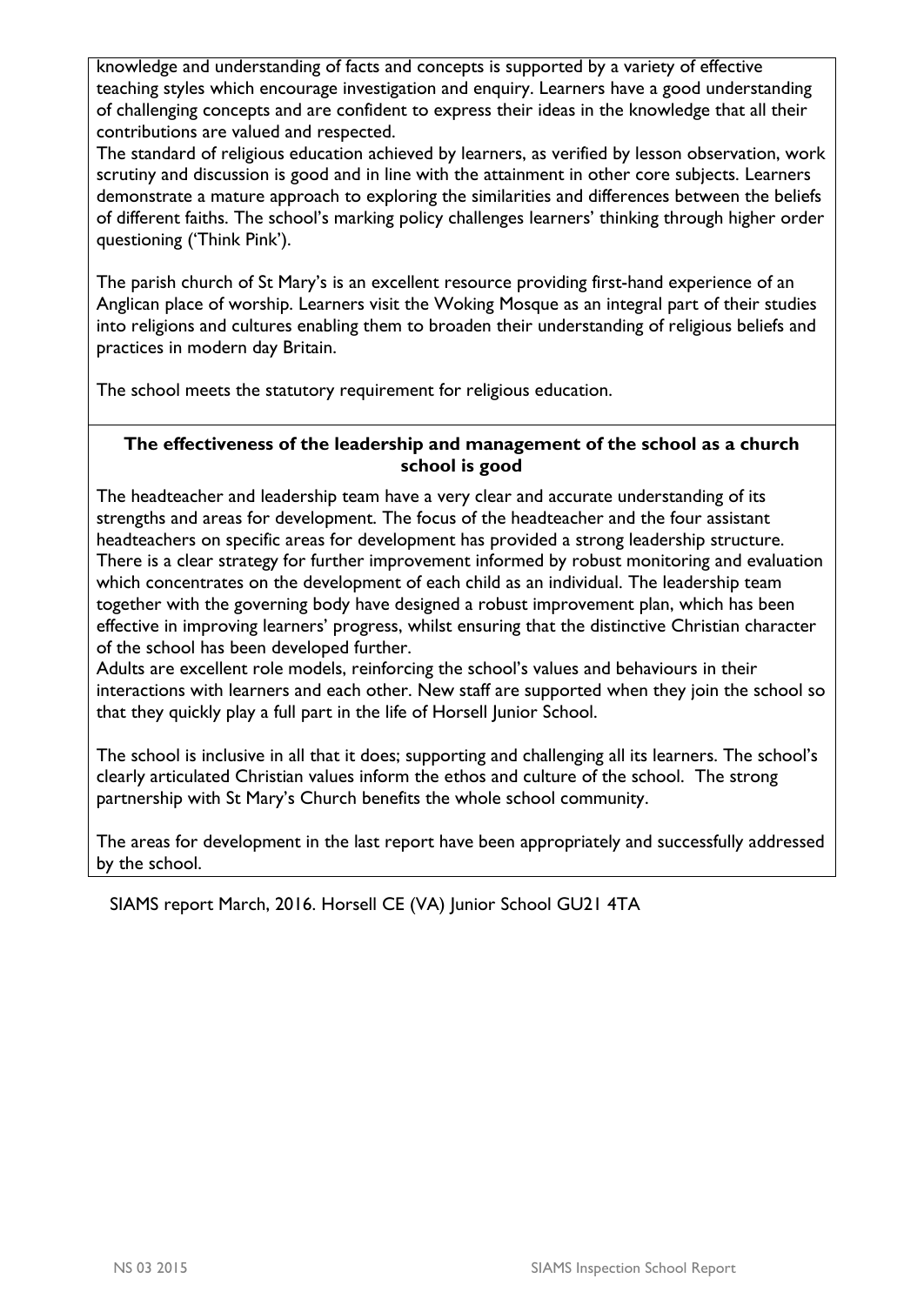knowledge and understanding of facts and concepts is supported by a variety of effective teaching styles which encourage investigation and enquiry. Learners have a good understanding of challenging concepts and are confident to express their ideas in the knowledge that all their contributions are valued and respected.

The standard of religious education achieved by learners, as verified by lesson observation, work scrutiny and discussion is good and in line with the attainment in other core subjects. Learners demonstrate a mature approach to exploring the similarities and differences between the beliefs of different faiths. The school's marking policy challenges learners' thinking through higher order questioning ('Think Pink').

The parish church of St Mary's is an excellent resource providing first-hand experience of an Anglican place of worship. Learners visit the Woking Mosque as an integral part of their studies into religions and cultures enabling them to broaden their understanding of religious beliefs and practices in modern day Britain.

The school meets the statutory requirement for religious education.

**The effectiveness of the leadership and management of the school as a church school is good**

The headteacher and leadership team have a very clear and accurate understanding of its strengths and areas for development. The focus of the headteacher and the four assistant headteachers on specific areas for development has provided a strong leadership structure. There is a clear strategy for further improvement informed by robust monitoring and evaluation which concentrates on the development of each child as an individual. The leadership team together with the governing body have designed a robust improvement plan, which has been effective in improving learners' progress, whilst ensuring that the distinctive Christian character of the school has been developed further.

Adults are excellent role models, reinforcing the school's values and behaviours in their interactions with learners and each other. New staff are supported when they join the school so that they quickly play a full part in the life of Horsell Junior School.

The school is inclusive in all that it does; supporting and challenging all its learners. The school's clearly articulated Christian values inform the ethos and culture of the school. The strong partnership with St Mary's Church benefits the whole school community.

The areas for development in the last report have been appropriately and successfully addressed by the school.

SIAMS report March, 2016. Horsell CE (VA) Junior School GU21 4TA